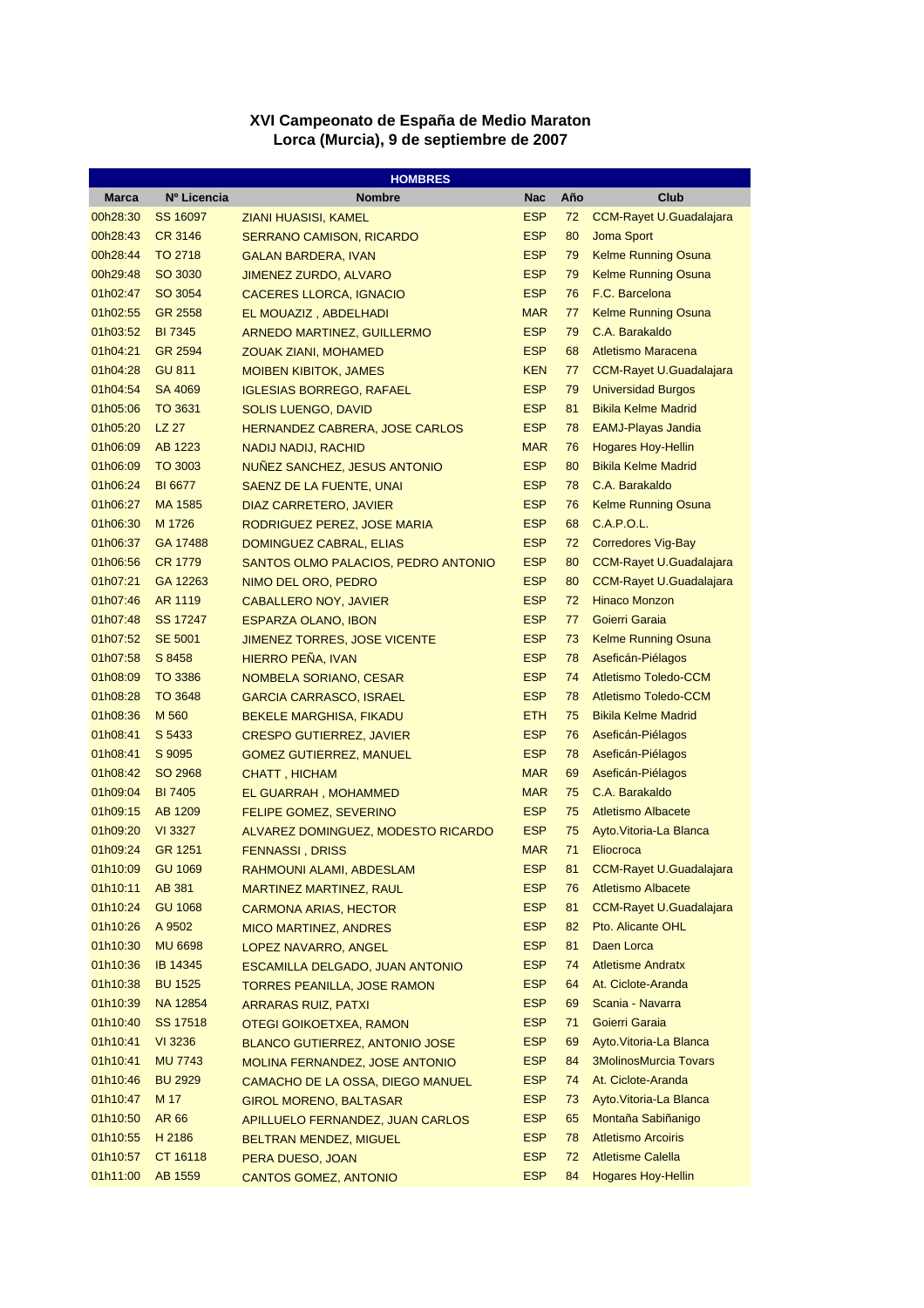# XVI Campeonato de España de Medio Maraton
## Lorca (Murcia), 9 de septiembre de 2007

| HOMBRES | | | | | |
|---|---|---|---|---|---|
| **Marca** | **Nº Licencia** | **Nombre** | **Nac** | **Año** | **Club** |
| 00h28:30 | SS 16097 | ZIANI HUASISI, KAMEL | ESP | 72 | CCM-Rayet U.Guadalajara |
| 00h28:43 | CR 3146 | SERRANO CAMISON, RICARDO | ESP | 80 | Joma Sport |
| 00h28:44 | TO 2718 | GALAN BARDERA, IVAN | ESP | 79 | Kelme Running Osuna |
| 00h29:48 | SO 3030 | JIMENEZ ZURDO, ALVARO | ESP | 79 | Kelme Running Osuna |
| 01h02:47 | SO 3054 | CACERES LLORCA, IGNACIO | ESP | 76 | F.C. Barcelona |
| 01h02:55 | GR 2558 | EL MOUAZIZ , ABDELHADI | MAR | 77 | Kelme Running Osuna |
| 01h03:52 | BI 7345 | ARNEDO MARTINEZ, GUILLERMO | ESP | 79 | C.A. Barakaldo |
| 01h04:21 | GR 2594 | ZOUAK ZIANI, MOHAMED | ESP | 68 | Atletismo Maracena |
| 01h04:28 | GU 811 | MOIBEN KIBITOK, JAMES | KEN | 77 | CCM-Rayet U.Guadalajara |
| 01h04:54 | SA 4069 | IGLESIAS BORREGO, RAFAEL | ESP | 79 | Universidad Burgos |
| 01h05:06 | TO 3631 | SOLIS LUENGO, DAVID | ESP | 81 | Bikila Kelme Madrid |
| 01h05:20 | LZ 27 | HERNANDEZ CABRERA, JOSE CARLOS | ESP | 78 | EAMJ-Playas Jandia |
| 01h06:09 | AB 1223 | NADIJ NADIJ, RACHID | MAR | 76 | Hogares Hoy-Hellin |
| 01h06:09 | TO 3003 | NUÑEZ SANCHEZ, JESUS ANTONIO | ESP | 80 | Bikila Kelme Madrid |
| 01h06:24 | BI 6677 | SAENZ DE LA FUENTE, UNAI | ESP | 78 | C.A. Barakaldo |
| 01h06:27 | MA 1585 | DIAZ CARRETERO, JAVIER | ESP | 76 | Kelme Running Osuna |
| 01h06:30 | M 1726 | RODRIGUEZ PEREZ, JOSE MARIA | ESP | 68 | C.A.P.O.L. |
| 01h06:37 | GA 17488 | DOMINGUEZ CABRAL, ELIAS | ESP | 72 | Corredores Vig-Bay |
| 01h06:56 | CR 1779 | SANTOS OLMO PALACIOS, PEDRO ANTONIO | ESP | 80 | CCM-Rayet U.Guadalajara |
| 01h07:21 | GA 12263 | NIMO DEL ORO, PEDRO | ESP | 80 | CCM-Rayet U.Guadalajara |
| 01h07:46 | AR 1119 | CABALLERO NOY, JAVIER | ESP | 72 | Hinaco Monzon |
| 01h07:48 | SS 17247 | ESPARZA OLANO, IBON | ESP | 77 | Goierri Garaia |
| 01h07:52 | SE 5001 | JIMENEZ TORRES, JOSE VICENTE | ESP | 73 | Kelme Running Osuna |
| 01h07:58 | S 8458 | HIERRO PEÑA, IVAN | ESP | 78 | Aseficán-Piélagos |
| 01h08:09 | TO 3386 | NOMBELA SORIANO, CESAR | ESP | 74 | Atletismo Toledo-CCM |
| 01h08:28 | TO 3648 | GARCIA CARRASCO, ISRAEL | ESP | 78 | Atletismo Toledo-CCM |
| 01h08:36 | M 560 | BEKELE MARGHISA, FIKADU | ETH | 75 | Bikila Kelme Madrid |
| 01h08:41 | S 5433 | CRESPO GUTIERREZ, JAVIER | ESP | 76 | Aseficán-Piélagos |
| 01h08:41 | S 9095 | GOMEZ GUTIERREZ, MANUEL | ESP | 78 | Aseficán-Piélagos |
| 01h08:42 | SO 2968 | CHATT , HICHAM | MAR | 69 | Aseficán-Piélagos |
| 01h09:04 | BI 7405 | EL GUARRAH , MOHAMMED | MAR | 75 | C.A. Barakaldo |
| 01h09:15 | AB 1209 | FELIPE GOMEZ, SEVERINO | ESP | 75 | Atletismo Albacete |
| 01h09:20 | VI 3327 | ALVAREZ DOMINGUEZ, MODESTO RICARDO | ESP | 75 | Ayto.Vitoria-La Blanca |
| 01h09:24 | GR 1251 | FENNASSI , DRISS | MAR | 71 | Eliocroca |
| 01h10:09 | GU 1069 | RAHMOUNI ALAMI, ABDESLAM | ESP | 81 | CCM-Rayet U.Guadalajara |
| 01h10:11 | AB 381 | MARTINEZ MARTINEZ, RAUL | ESP | 76 | Atletismo Albacete |
| 01h10:24 | GU 1068 | CARMONA ARIAS, HECTOR | ESP | 81 | CCM-Rayet U.Guadalajara |
| 01h10:26 | A 9502 | MICO MARTINEZ, ANDRES | ESP | 82 | Pto. Alicante OHL |
| 01h10:30 | MU 6698 | LOPEZ NAVARRO, ANGEL | ESP | 81 | Daen Lorca |
| 01h10:36 | IB 14345 | ESCAMILLA DELGADO, JUAN ANTONIO | ESP | 74 | Atletisme Andratx |
| 01h10:38 | BU 1525 | TORRES PEANILLA, JOSE RAMON | ESP | 64 | At. Ciclote-Aranda |
| 01h10:39 | NA 12854 | ARARAS RUIZ, PATXI | ESP | 69 | Scania - Navarra |
| 01h10:40 | SS 17518 | OTEGI GOIKOETXEA, RAMON | ESP | 71 | Goierri Garaia |
| 01h10:41 | VI 3236 | BLANCO GUTIERREZ, ANTONIO JOSE | ESP | 69 | Ayto.Vitoria-La Blanca |
| 01h10:41 | MU 7743 | MOLINA FERNANDEZ, JOSE ANTONIO | ESP | 84 | 3MolinosMurcia Tovars |
| 01h10:46 | BU 2929 | CAMACHO DE LA OSSA, DIEGO MANUEL | ESP | 74 | At. Ciclote-Aranda |
| 01h10:47 | M 17 | GIROL MORENO, BALTASAR | ESP | 73 | Ayto.Vitoria-La Blanca |
| 01h10:50 | AR 66 | APILLUELO FERNANDEZ, JUAN CARLOS | ESP | 65 | Montaña Sabiñanigo |
| 01h10:55 | H 2186 | BELTRAN MENDEZ, MIGUEL | ESP | 78 | Atletismo Arcoiris |
| 01h10:57 | CT 16118 | PERA DUESO, JOAN | ESP | 72 | Atletisme Calella |
| 01h11:00 | AB 1559 | CANTOS GOMEZ, ANTONIO | ESP | 84 | Hogares Hoy-Hellin |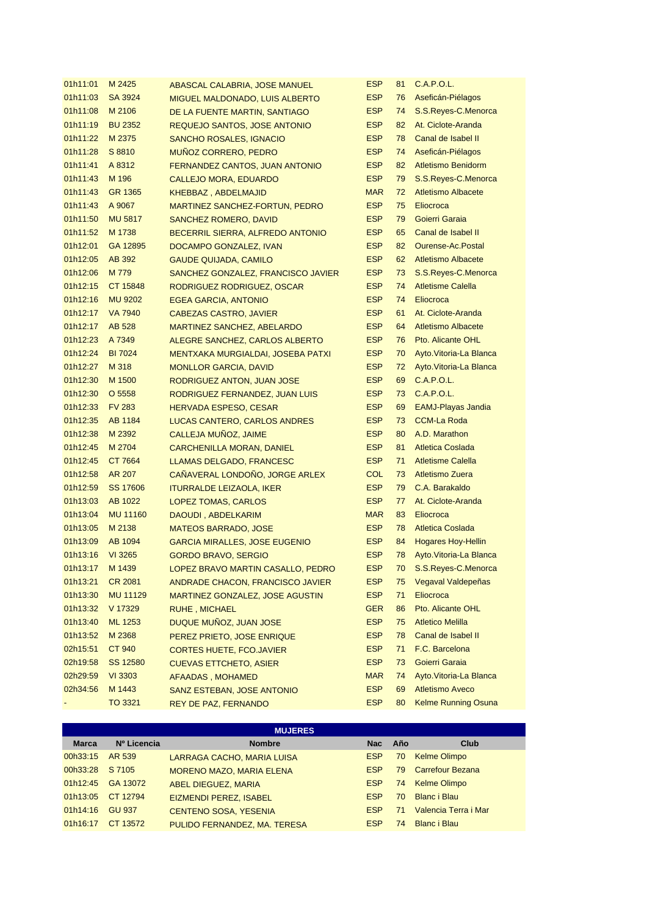| Marca | Nº Licencia | Nombre | Nac | Año | Club |
|---|---|---|---|---|---|
| 01h11:01 | M 2425 | ABASCAL CALABRIA, JOSE MANUEL | ESP | 81 | C.A.P.O.L. |
| 01h11:03 | SA 3924 | MIGUEL MALDONADO, LUIS ALBERTO | ESP | 76 | Aseficán-Piélagos |
| 01h11:08 | M 2106 | DE LA FUENTE MARTIN, SANTIAGO | ESP | 74 | S.S.Reyes-C.Menorca |
| 01h11:19 | BU 2352 | REQUEJO SANTOS, JOSE ANTONIO | ESP | 82 | At. Ciclote-Aranda |
| 01h11:22 | M 2375 | SANCHO ROSALES, IGNACIO | ESP | 78 | Canal de Isabel II |
| 01h11:28 | S 8810 | MUÑOZ CORRERO, PEDRO | ESP | 74 | Aseficán-Piélagos |
| 01h11:41 | A 8312 | FERNANDEZ CANTOS, JUAN ANTONIO | ESP | 82 | Atletismo Benidorm |
| 01h11:43 | M 196 | CALLEJO MORA, EDUARDO | ESP | 79 | S.S.Reyes-C.Menorca |
| 01h11:43 | GR 1365 | KHEBBAZ , ABDELMAJID | MAR | 72 | Atletismo Albacete |
| 01h11:43 | A 9067 | MARTINEZ SANCHEZ-FORTUN, PEDRO | ESP | 75 | Eliocroca |
| 01h11:50 | MU 5817 | SANCHEZ ROMERO, DAVID | ESP | 79 | Goierri Garaia |
| 01h11:52 | M 1738 | BECERRIL SIERRA, ALFREDO ANTONIO | ESP | 65 | Canal de Isabel II |
| 01h12:01 | GA 12895 | DOCAMPO GONZALEZ, IVAN | ESP | 82 | Ourense-Ac.Postal |
| 01h12:05 | AB 392 | GAUDE QUIJADA, CAMILO | ESP | 62 | Atletismo Albacete |
| 01h12:06 | M 779 | SANCHEZ GONZALEZ, FRANCISCO JAVIER | ESP | 73 | S.S.Reyes-C.Menorca |
| 01h12:15 | CT 15848 | RODRIGUEZ RODRIGUEZ, OSCAR | ESP | 74 | Atletisme Calella |
| 01h12:16 | MU 9202 | EGEA GARCIA, ANTONIO | ESP | 74 | Eliocroca |
| 01h12:17 | VA 7940 | CABEZAS CASTRO, JAVIER | ESP | 61 | At. Ciclote-Aranda |
| 01h12:17 | AB 528 | MARTINEZ SANCHEZ, ABELARDO | ESP | 64 | Atletismo Albacete |
| 01h12:23 | A 7349 | ALEGRE SANCHEZ, CARLOS ALBERTO | ESP | 76 | Pto. Alicante OHL |
| 01h12:24 | BI 7024 | MENTXAKA MURGIALDAI, JOSEBA PATXI | ESP | 70 | Ayto.Vitoria-La Blanca |
| 01h12:27 | M 318 | MONLLOR GARCIA, DAVID | ESP | 72 | Ayto.Vitoria-La Blanca |
| 01h12:30 | M 1500 | RODRIGUEZ ANTON, JUAN JOSE | ESP | 69 | C.A.P.O.L. |
| 01h12:30 | O 5558 | RODRIGUEZ FERNANDEZ, JUAN LUIS | ESP | 73 | C.A.P.O.L. |
| 01h12:33 | FV 283 | HERVADA ESPESO, CESAR | ESP | 69 | EAMJ-Playas Jandia |
| 01h12:35 | AB 1184 | LUCAS CANTERO, CARLOS ANDRES | ESP | 73 | CCM-La Roda |
| 01h12:38 | M 2392 | CALLEJA MUÑOZ, JAIME | ESP | 80 | A.D. Marathon |
| 01h12:45 | M 2704 | CARCHENILLA MORAN, DANIEL | ESP | 81 | Atletica Coslada |
| 01h12:45 | CT 7664 | LLAMAS DELGADO, FRANCESC | ESP | 71 | Atletisme Calella |
| 01h12:58 | AR 207 | CAÑAVERAL LONDOÑO, JORGE ARLEX | COL | 73 | Atletismo Zuera |
| 01h12:59 | SS 17606 | ITURRALDE LEIZAOLA, IKER | ESP | 79 | C.A. Barakaldo |
| 01h13:03 | AB 1022 | LOPEZ TOMAS, CARLOS | ESP | 77 | At. Ciclote-Aranda |
| 01h13:04 | MU 11160 | DAOUDI , ABDELKARIM | MAR | 83 | Eliocroca |
| 01h13:05 | M 2138 | MATEOS BARRADO, JOSE | ESP | 78 | Atletica Coslada |
| 01h13:09 | AB 1094 | GARCIA MIRALLES, JOSE EUGENIO | ESP | 84 | Hogares Hoy-Hellin |
| 01h13:16 | VI 3265 | GORDO BRAVO, SERGIO | ESP | 78 | Ayto.Vitoria-La Blanca |
| 01h13:17 | M 1439 | LOPEZ BRAVO MARTIN CASALLO, PEDRO | ESP | 70 | S.S.Reyes-C.Menorca |
| 01h13:21 | CR 2081 | ANDRADE CHACON, FRANCISCO JAVIER | ESP | 75 | Vegaval Valdepeñas |
| 01h13:30 | MU 11129 | MARTINEZ GONZALEZ, JOSE AGUSTIN | ESP | 71 | Eliocroca |
| 01h13:32 | V 17329 | RUHE , MICHAEL | GER | 86 | Pto. Alicante OHL |
| 01h13:40 | ML 1253 | DUQUE MUÑOZ, JUAN JOSE | ESP | 75 | Atletico Melilla |
| 01h13:52 | M 2368 | PEREZ PRIETO, JOSE ENRIQUE | ESP | 78 | Canal de Isabel II |
| 02h15:51 | CT 940 | CORTES HUETE, FCO.JAVIER | ESP | 71 | F.C. Barcelona |
| 02h19:58 | SS 12580 | CUEVAS ETTCHETO, ASIER | ESP | 73 | Goierri Garaia |
| 02h29:59 | VI 3303 | AFAADAS , MOHAMED | MAR | 74 | Ayto.Vitoria-La Blanca |
| 02h34:56 | M 1443 | SANZ ESTEBAN, JOSE ANTONIO | ESP | 69 | Atletismo Aveco |
| - | TO 3321 | REY DE PAZ, FERNANDO | ESP | 80 | Kelme Running Osuna |

## MUJERES

| Marca | Nº Licencia | Nombre | Nac | Año | Club |
|---|---|---|---|---|---|
| 00h33:15 | AR 539 | LARRAGA CACHO, MARIA LUISA | ESP | 70 | Kelme Olimpo |
| 00h33:28 | S 7105 | MORENO MAZO, MARIA ELENA | ESP | 79 | Carrefour Bezana |
| 01h12:45 | GA 13072 | ABEL DIEGUEZ, MARIA | ESP | 74 | Kelme Olimpo |
| 01h13:05 | CT 12794 | EIZMENDI PEREZ, ISABEL | ESP | 70 | Blanc i Blau |
| 01h14:16 | GU 937 | CENTENO SOSA, YESENIA | ESP | 71 | Valencia Terra i Mar |
| 01h16:17 | CT 13572 | PULIDO FERNANDEZ, MA. TERESA | ESP | 74 | Blanc i Blau |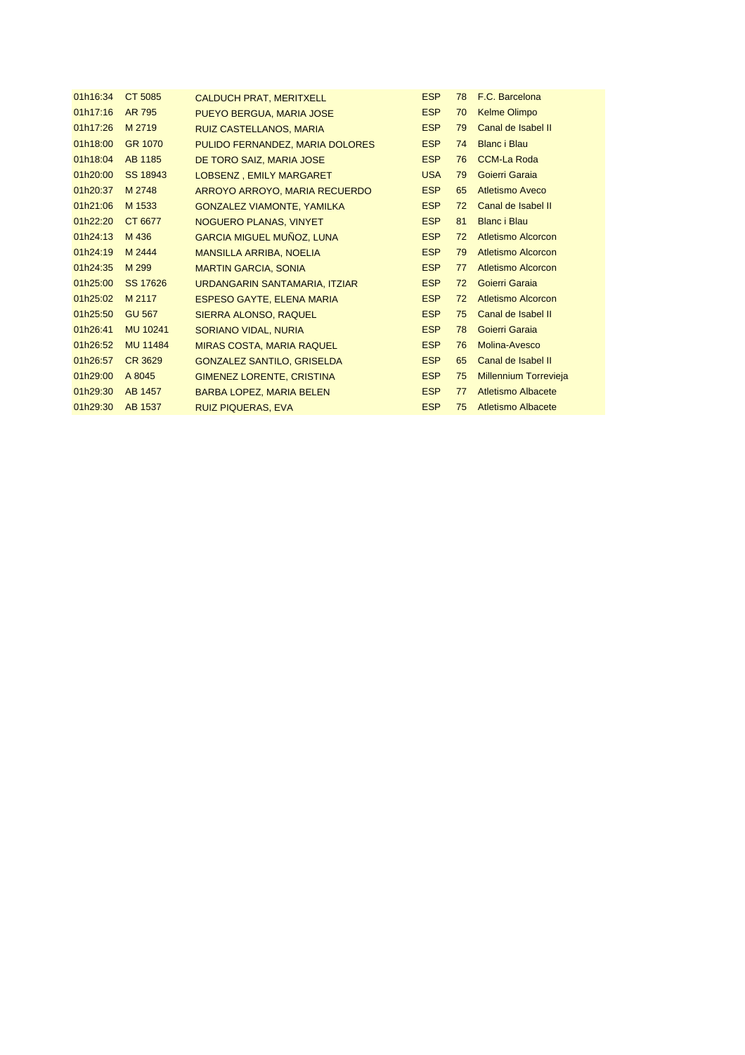| | | | | | |
|---|---|---|---|---|---|
| 01h16:34 | CT 5085 | CALDUCH PRAT, MERITXELL | ESP | 78 | F.C. Barcelona |
| 01h17:16 | AR 795 | PUEYO BERGUA, MARIA JOSE | ESP | 70 | Kelme Olimpo |
| 01h17:26 | M 2719 | RUIZ CASTELLANOS, MARIA | ESP | 79 | Canal de Isabel II |
| 01h18:00 | GR 1070 | PULIDO FERNANDEZ, MARIA DOLORES | ESP | 74 | Blanc i Blau |
| 01h18:04 | AB 1185 | DE TORO SAIZ, MARIA JOSE | ESP | 76 | CCM-La Roda |
| 01h20:00 | SS 18943 | LOBSENZ , EMILY MARGARET | USA | 79 | Goierri Garaia |
| 01h20:37 | M 2748 | ARROYO ARROYO, MARIA RECUERDO | ESP | 65 | Atletismo Aveco |
| 01h21:06 | M 1533 | GONZALEZ VIAMONTE, YAMILKA | ESP | 72 | Canal de Isabel II |
| 01h22:20 | CT 6677 | NOGUERO PLANAS, VINYET | ESP | 81 | Blanc i Blau |
| 01h24:13 | M 436 | GARCIA MIGUEL MUÑOZ, LUNA | ESP | 72 | Atletismo Alcorcon |
| 01h24:19 | M 2444 | MANSILLA ARRIBA, NOELIA | ESP | 79 | Atletismo Alcorcon |
| 01h24:35 | M 299 | MARTIN GARCIA, SONIA | ESP | 77 | Atletismo Alcorcon |
| 01h25:00 | SS 17626 | URDANGARIN SANTAMARIA, ITZIAR | ESP | 72 | Goierri Garaia |
| 01h25:02 | M 2117 | ESPESO GAYTE, ELENA MARIA | ESP | 72 | Atletismo Alcorcon |
| 01h25:50 | GU 567 | SIERRA ALONSO, RAQUEL | ESP | 75 | Canal de Isabel II |
| 01h26:41 | MU 10241 | SORIANO VIDAL, NURIA | ESP | 78 | Goierri Garaia |
| 01h26:52 | MU 11484 | MIRAS COSTA, MARIA RAQUEL | ESP | 76 | Molina-Avesco |
| 01h26:57 | CR 3629 | GONZALEZ SANTILO, GRISELDA | ESP | 65 | Canal de Isabel II |
| 01h29:00 | A 8045 | GIMENEZ LORENTE, CRISTINA | ESP | 75 | Millennium Torrevieja |
| 01h29:30 | AB 1457 | BARBA LOPEZ, MARIA BELEN | ESP | 77 | Atletismo Albacete |
| 01h29:30 | AB 1537 | RUIZ PIQUERAS, EVA | ESP | 75 | Atletismo Albacete |